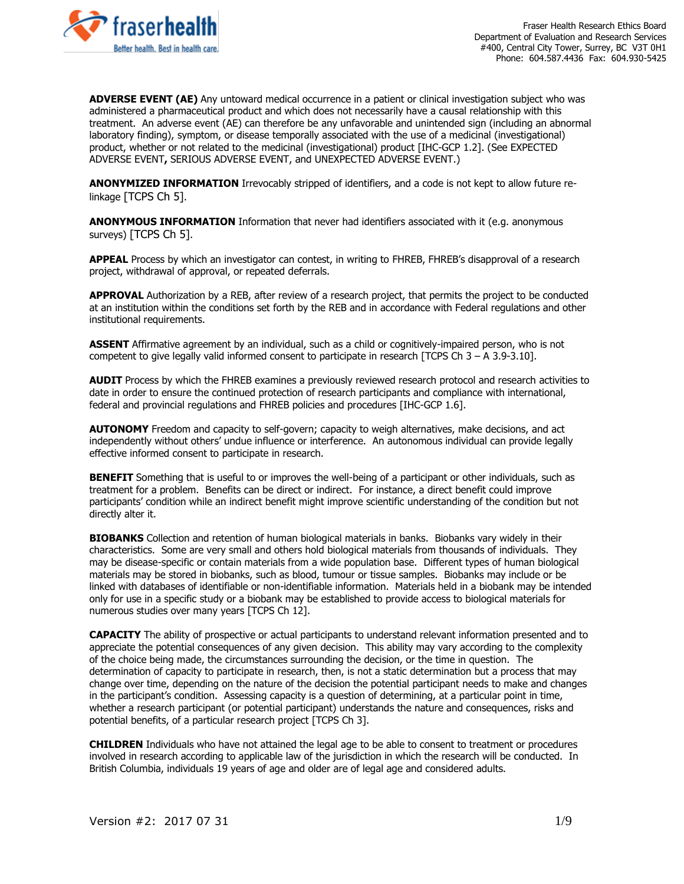Fraser Health Research Ethics Board
Department of Evaluation and Research Services
#400, Central City Tower, Surrey, BC V3T 0H1
Phone: 604.587.4436 Fax: 604.930-5425

**ADVERSE EVENT (AE)** Any untoward medical occurrence in a patient or clinical investigation subject who was administered a pharmaceutical product and which does not necessarily have a causal relationship with this treatment. An adverse event (AE) can therefore be any unfavorable and unintended sign (including an abnormal laboratory finding), symptom, or disease temporally associated with the use of a medicinal (investigational) product, whether or not related to the medicinal (investigational) product [IHC-GCP 1.2]. (See EXPECTED ADVERSE EVENT**,** SERIOUS ADVERSE EVENT, and UNEXPECTED ADVERSE EVENT.)

**ANONYMIZED INFORMATION** Irrevocably stripped of identifiers, and a code is not kept to allow future re-linkage [TCPS Ch 5].

**ANONYMOUS INFORMATION** Information that never had identifiers associated with it (e.g. anonymous surveys) [TCPS Ch 5].

**APPEAL** Process by which an investigator can contest, in writing to FHREB, FHREB's disapproval of a research project, withdrawal of approval, or repeated deferrals.

**APPROVAL** Authorization by a REB, after review of a research project, that permits the project to be conducted at an institution within the conditions set forth by the REB and in accordance with Federal regulations and other institutional requirements.

**ASSENT** Affirmative agreement by an individual, such as a child or cognitively-impaired person, who is not competent to give legally valid informed consent to participate in research [TCPS Ch 3 – A 3.9-3.10].

**AUDIT** Process by which the FHREB examines a previously reviewed research protocol and research activities to date in order to ensure the continued protection of research participants and compliance with international, federal and provincial regulations and FHREB policies and procedures [IHC-GCP 1.6].

**AUTONOMY** Freedom and capacity to self-govern; capacity to weigh alternatives, make decisions, and act independently without others' undue influence or interference. An autonomous individual can provide legally effective informed consent to participate in research.

**BENEFIT** Something that is useful to or improves the well-being of a participant or other individuals, such as treatment for a problem. Benefits can be direct or indirect. For instance, a direct benefit could improve participants' condition while an indirect benefit might improve scientific understanding of the condition but not directly alter it.

**BIOBANKS** Collection and retention of human biological materials in banks. Biobanks vary widely in their characteristics. Some are very small and others hold biological materials from thousands of individuals. They may be disease-specific or contain materials from a wide population base. Different types of human biological materials may be stored in biobanks, such as blood, tumour or tissue samples. Biobanks may include or be linked with databases of identifiable or non-identifiable information. Materials held in a biobank may be intended only for use in a specific study or a biobank may be established to provide access to biological materials for numerous studies over many years [TCPS Ch 12].

**CAPACITY** The ability of prospective or actual participants to understand relevant information presented and to appreciate the potential consequences of any given decision. This ability may vary according to the complexity of the choice being made, the circumstances surrounding the decision, or the time in question. The determination of capacity to participate in research, then, is not a static determination but a process that may change over time, depending on the nature of the decision the potential participant needs to make and changes in the participant's condition. Assessing capacity is a question of determining, at a particular point in time, whether a research participant (or potential participant) understands the nature and consequences, risks and potential benefits, of a particular research project [TCPS Ch 3].

**CHILDREN** Individuals who have not attained the legal age to be able to consent to treatment or procedures involved in research according to applicable law of the jurisdiction in which the research will be conducted. In British Columbia, individuals 19 years of age and older are of legal age and considered adults.

Version #2: 2017 07 31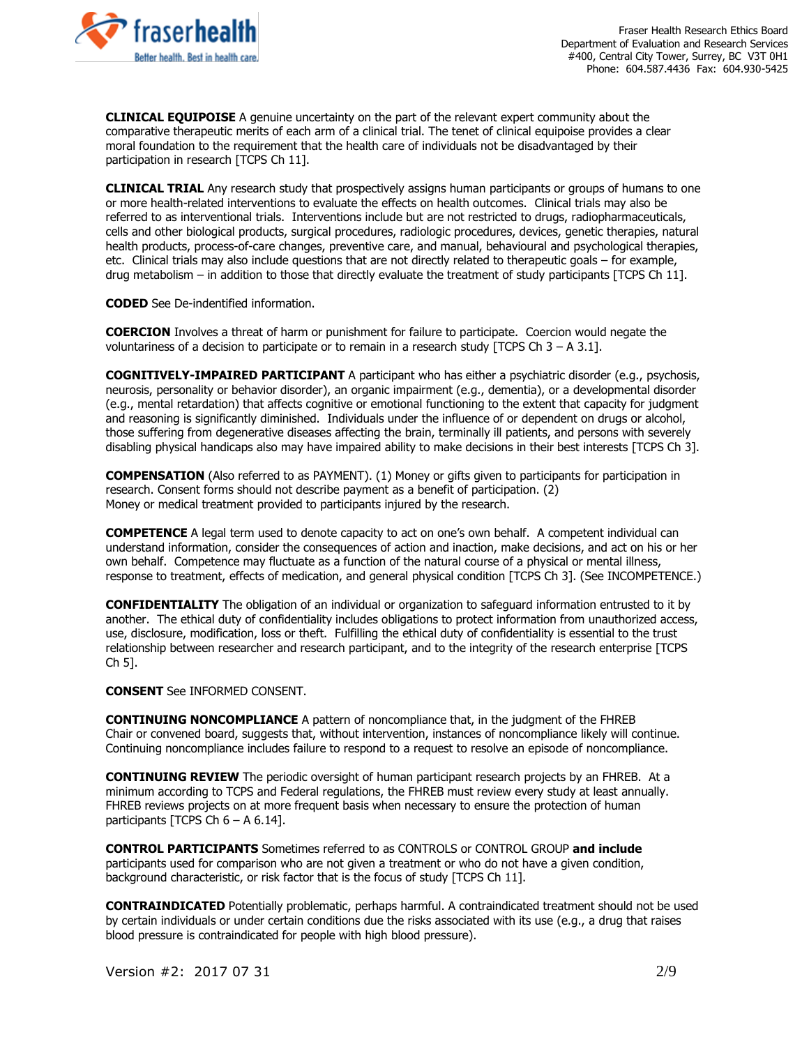**CLINICAL EQUIPOISE** A genuine uncertainty on the part of the relevant expert community about the comparative therapeutic merits of each arm of a clinical trial. The tenet of clinical equipoise provides a clear moral foundation to the requirement that the health care of individuals not be disadvantaged by their participation in research [TCPS Ch 11].

**CLINICAL TRIAL** Any research study that prospectively assigns human participants or groups of humans to one or more health-related interventions to evaluate the effects on health outcomes. Clinical trials may also be referred to as interventional trials. Interventions include but are not restricted to drugs, radiopharmaceuticals, cells and other biological products, surgical procedures, radiologic procedures, devices, genetic therapies, natural health products, process-of-care changes, preventive care, and manual, behavioural and psychological therapies, etc. Clinical trials may also include questions that are not directly related to therapeutic goals – for example, drug metabolism – in addition to those that directly evaluate the treatment of study participants [TCPS Ch 11].

**CODED** See De-indentified information.

**COERCION** Involves a threat of harm or punishment for failure to participate. Coercion would negate the voluntariness of a decision to participate or to remain in a research study [TCPS Ch 3 – A 3.1].

**COGNITIVELY-IMPAIRED PARTICIPANT** A participant who has either a psychiatric disorder (e.g., psychosis, neurosis, personality or behavior disorder), an organic impairment (e.g., dementia), or a developmental disorder (e.g., mental retardation) that affects cognitive or emotional functioning to the extent that capacity for judgment and reasoning is significantly diminished. Individuals under the influence of or dependent on drugs or alcohol, those suffering from degenerative diseases affecting the brain, terminally ill patients, and persons with severely disabling physical handicaps also may have impaired ability to make decisions in their best interests [TCPS Ch 3].

**COMPENSATION** (Also referred to as PAYMENT). (1) Money or gifts given to participants for participation in research. Consent forms should not describe payment as a benefit of participation. (2) Money or medical treatment provided to participants injured by the research.

**COMPETENCE** A legal term used to denote capacity to act on one's own behalf. A competent individual can understand information, consider the consequences of action and inaction, make decisions, and act on his or her own behalf. Competence may fluctuate as a function of the natural course of a physical or mental illness, response to treatment, effects of medication, and general physical condition [TCPS Ch 3]. (See INCOMPETENCE.)

**CONFIDENTIALITY** The obligation of an individual or organization to safeguard information entrusted to it by another. The ethical duty of confidentiality includes obligations to protect information from unauthorized access, use, disclosure, modification, loss or theft. Fulfilling the ethical duty of confidentiality is essential to the trust relationship between researcher and research participant, and to the integrity of the research enterprise [TCPS Ch 5].

**CONSENT** See INFORMED CONSENT.

**CONTINUING NONCOMPLIANCE** A pattern of noncompliance that, in the judgment of the FHREB Chair or convened board, suggests that, without intervention, instances of noncompliance likely will continue. Continuing noncompliance includes failure to respond to a request to resolve an episode of noncompliance.

**CONTINUING REVIEW** The periodic oversight of human participant research projects by an FHREB. At a minimum according to TCPS and Federal regulations, the FHREB must review every study at least annually. FHREB reviews projects on at more frequent basis when necessary to ensure the protection of human participants [TCPS Ch 6 – A 6.14].

**CONTROL PARTICIPANTS** Sometimes referred to as CONTROLS or CONTROL GROUP **and include** participants used for comparison who are not given a treatment or who do not have a given condition, background characteristic, or risk factor that is the focus of study [TCPS Ch 11].

**CONTRAINDICATED** Potentially problematic, perhaps harmful. A contraindicated treatment should not be used by certain individuals or under certain conditions due the risks associated with its use (e.g., a drug that raises blood pressure is contraindicated for people with high blood pressure).

Version #2: 2017 07 31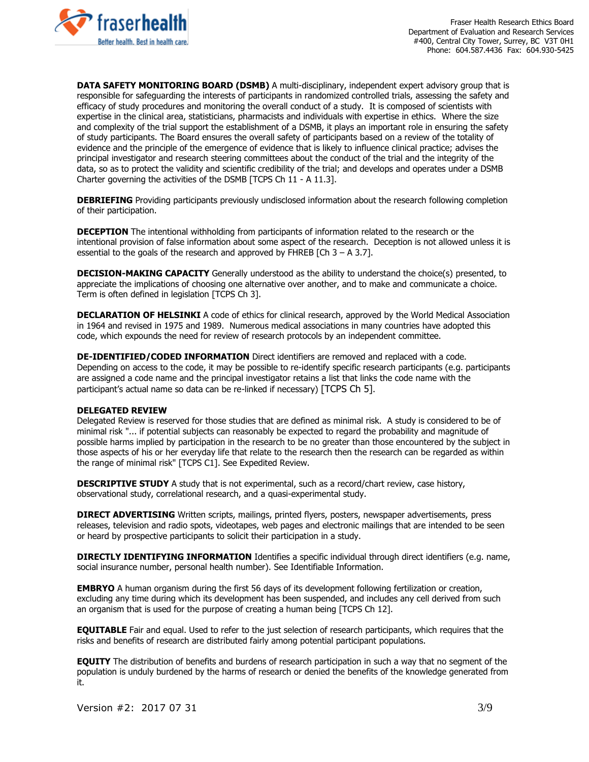**DATA SAFETY MONITORING BOARD (DSMB)** A multi-disciplinary, independent expert advisory group that is responsible for safeguarding the interests of participants in randomized controlled trials, assessing the safety and efficacy of study procedures and monitoring the overall conduct of a study. It is composed of scientists with expertise in the clinical area, statisticians, pharmacists and individuals with expertise in ethics. Where the size and complexity of the trial support the establishment of a DSMB, it plays an important role in ensuring the safety of study participants. The Board ensures the overall safety of participants based on a review of the totality of evidence and the principle of the emergence of evidence that is likely to influence clinical practice; advises the principal investigator and research steering committees about the conduct of the trial and the integrity of the data, so as to protect the validity and scientific credibility of the trial; and develops and operates under a DSMB Charter governing the activities of the DSMB [TCPS Ch 11 - A 11.3].

**DEBRIEFING** Providing participants previously undisclosed information about the research following completion of their participation.

**DECEPTION** The intentional withholding from participants of information related to the research or the intentional provision of false information about some aspect of the research. Deception is not allowed unless it is essential to the goals of the research and approved by FHREB [Ch 3 – A 3.7].

**DECISION-MAKING CAPACITY** Generally understood as the ability to understand the choice(s) presented, to appreciate the implications of choosing one alternative over another, and to make and communicate a choice. Term is often defined in legislation [TCPS Ch 3].

**DECLARATION OF HELSINKI** A code of ethics for clinical research, approved by the World Medical Association in 1964 and revised in 1975 and 1989. Numerous medical associations in many countries have adopted this code, which expounds the need for review of research protocols by an independent committee.

**DE-IDENTIFIED/CODED INFORMATION** Direct identifiers are removed and replaced with a code. Depending on access to the code, it may be possible to re-identify specific research participants (e.g. participants are assigned a code name and the principal investigator retains a list that links the code name with the participant's actual name so data can be re-linked if necessary) [TCPS Ch 5].

**DELEGATED REVIEW**

Delegated Review is reserved for those studies that are defined as minimal risk. A study is considered to be of minimal risk "... if potential subjects can reasonably be expected to regard the probability and magnitude of possible harms implied by participation in the research to be no greater than those encountered by the subject in those aspects of his or her everyday life that relate to the research then the research can be regarded as within the range of minimal risk" [TCPS C1]. See Expedited Review.

**DESCRIPTIVE STUDY** A study that is not experimental, such as a record/chart review, case history, observational study, correlational research, and a quasi-experimental study.

**DIRECT ADVERTISING** Written scripts, mailings, printed flyers, posters, newspaper advertisements, press releases, television and radio spots, videotapes, web pages and electronic mailings that are intended to be seen or heard by prospective participants to solicit their participation in a study.

**DIRECTLY IDENTIFYING INFORMATION** Identifies a specific individual through direct identifiers (e.g. name, social insurance number, personal health number). See Identifiable Information.

**EMBRYO** A human organism during the first 56 days of its development following fertilization or creation, excluding any time during which its development has been suspended, and includes any cell derived from such an organism that is used for the purpose of creating a human being [TCPS Ch 12].

**EQUITABLE** Fair and equal. Used to refer to the just selection of research participants, which requires that the risks and benefits of research are distributed fairly among potential participant populations.

**EQUITY** The distribution of benefits and burdens of research participation in such a way that no segment of the population is unduly burdened by the harms of research or denied the benefits of the knowledge generated from it.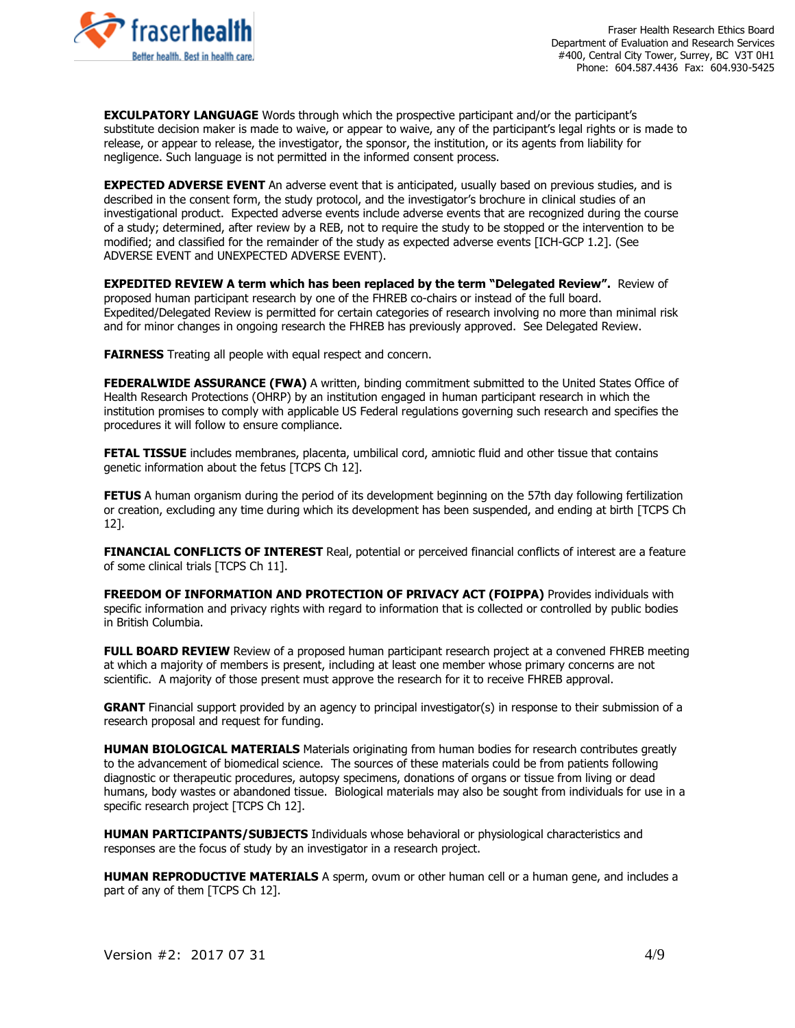**EXCULPATORY LANGUAGE** Words through which the prospective participant and/or the participant's substitute decision maker is made to waive, or appear to waive, any of the participant's legal rights or is made to release, or appear to release, the investigator, the sponsor, the institution, or its agents from liability for negligence. Such language is not permitted in the informed consent process.

**EXPECTED ADVERSE EVENT** An adverse event that is anticipated, usually based on previous studies, and is described in the consent form, the study protocol, and the investigator's brochure in clinical studies of an investigational product. Expected adverse events include adverse events that are recognized during the course of a study; determined, after review by a REB, not to require the study to be stopped or the intervention to be modified; and classified for the remainder of the study as expected adverse events [ICH-GCP 1.2]. (See ADVERSE EVENT and UNEXPECTED ADVERSE EVENT).

**EXPEDITED REVIEW A term which has been replaced by the term "Delegated Review".** Review of proposed human participant research by one of the FHREB co-chairs or instead of the full board. Expedited/Delegated Review is permitted for certain categories of research involving no more than minimal risk and for minor changes in ongoing research the FHREB has previously approved. See Delegated Review.

**FAIRNESS** Treating all people with equal respect and concern.

**FEDERALWIDE ASSURANCE (FWA)** A written, binding commitment submitted to the United States Office of Health Research Protections (OHRP) by an institution engaged in human participant research in which the institution promises to comply with applicable US Federal regulations governing such research and specifies the procedures it will follow to ensure compliance.

**FETAL TISSUE** includes membranes, placenta, umbilical cord, amniotic fluid and other tissue that contains genetic information about the fetus [TCPS Ch 12].

**FETUS** A human organism during the period of its development beginning on the 57th day following fertilization or creation, excluding any time during which its development has been suspended, and ending at birth [TCPS Ch 12].

**FINANCIAL CONFLICTS OF INTEREST** Real, potential or perceived financial conflicts of interest are a feature of some clinical trials [TCPS Ch 11].

**FREEDOM OF INFORMATION AND PROTECTION OF PRIVACY ACT (FOIPPA)** Provides individuals with specific information and privacy rights with regard to information that is collected or controlled by public bodies in British Columbia.

**FULL BOARD REVIEW** Review of a proposed human participant research project at a convened FHREB meeting at which a majority of members is present, including at least one member whose primary concerns are not scientific. A majority of those present must approve the research for it to receive FHREB approval.

**GRANT** Financial support provided by an agency to principal investigator(s) in response to their submission of a research proposal and request for funding.

**HUMAN BIOLOGICAL MATERIALS** Materials originating from human bodies for research contributes greatly to the advancement of biomedical science. The sources of these materials could be from patients following diagnostic or therapeutic procedures, autopsy specimens, donations of organs or tissue from living or dead humans, body wastes or abandoned tissue. Biological materials may also be sought from individuals for use in a specific research project [TCPS Ch 12].

**HUMAN PARTICIPANTS/SUBJECTS** Individuals whose behavioral or physiological characteristics and responses are the focus of study by an investigator in a research project.

**HUMAN REPRODUCTIVE MATERIALS** A sperm, ovum or other human cell or a human gene, and includes a part of any of them [TCPS Ch 12].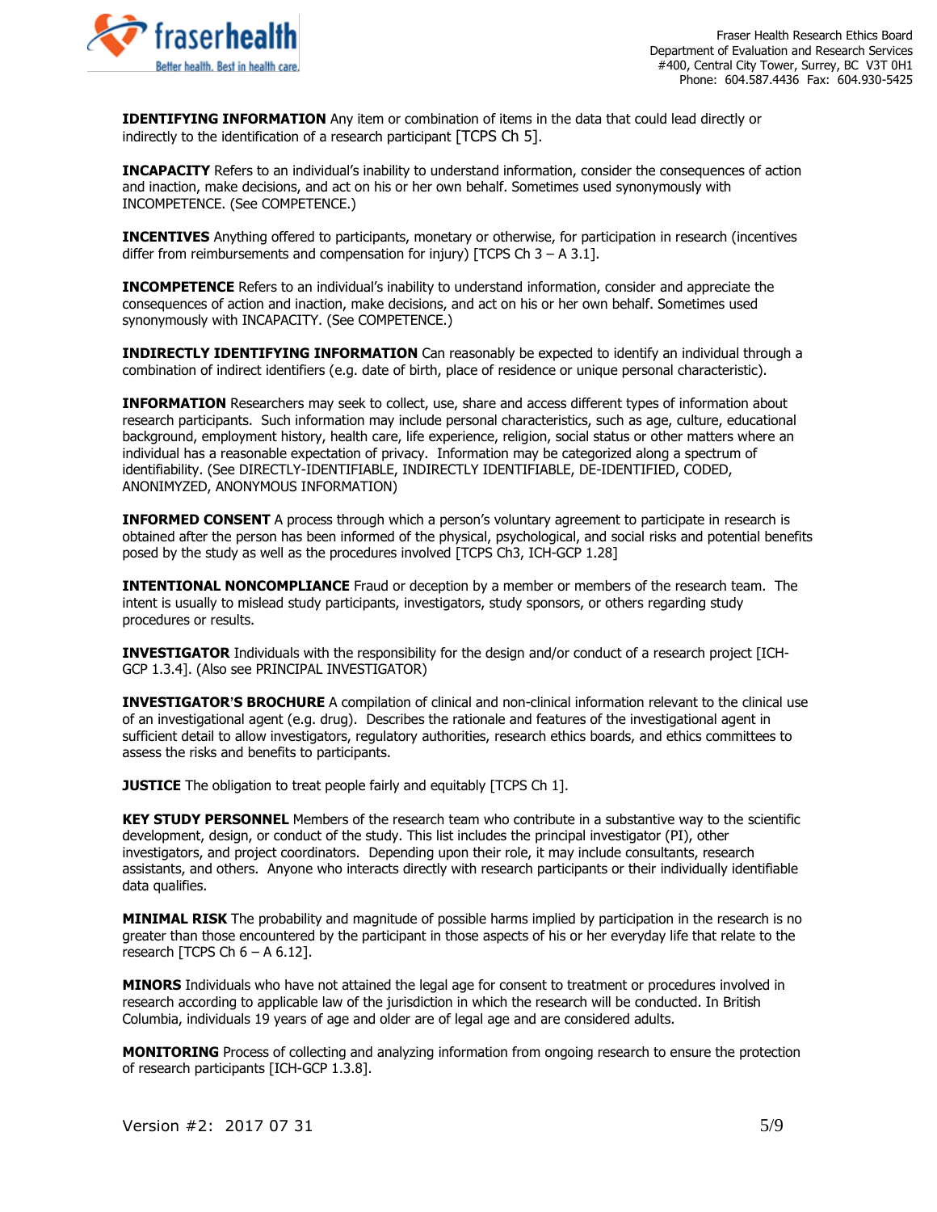**IDENTIFYING INFORMATION** Any item or combination of items in the data that could lead directly or indirectly to the identification of a research participant [TCPS Ch 5].

**INCAPACITY** Refers to an individual's inability to understand information, consider the consequences of action and inaction, make decisions, and act on his or her own behalf. Sometimes used synonymously with INCOMPETENCE. (See COMPETENCE.)

**INCENTIVES** Anything offered to participants, monetary or otherwise, for participation in research (incentives differ from reimbursements and compensation for injury) [TCPS Ch 3 – A 3.1].

**INCOMPETENCE** Refers to an individual's inability to understand information, consider and appreciate the consequences of action and inaction, make decisions, and act on his or her own behalf. Sometimes used synonymously with INCAPACITY. (See COMPETENCE.)

**INDIRECTLY IDENTIFYING INFORMATION** Can reasonably be expected to identify an individual through a combination of indirect identifiers (e.g. date of birth, place of residence or unique personal characteristic).

**INFORMATION** Researchers may seek to collect, use, share and access different types of information about research participants. Such information may include personal characteristics, such as age, culture, educational background, employment history, health care, life experience, religion, social status or other matters where an individual has a reasonable expectation of privacy. Information may be categorized along a spectrum of identifiability. (See DIRECTLY-IDENTIFIABLE, INDIRECTLY IDENTIFIABLE, DE-IDENTIFIED, CODED, ANONIMYZED, ANONYMOUS INFORMATION)

**INFORMED CONSENT** A process through which a person's voluntary agreement to participate in research is obtained after the person has been informed of the physical, psychological, and social risks and potential benefits posed by the study as well as the procedures involved [TCPS Ch3, ICH-GCP 1.28]

**INTENTIONAL NONCOMPLIANCE** Fraud or deception by a member or members of the research team. The intent is usually to mislead study participants, investigators, study sponsors, or others regarding study procedures or results.

**INVESTIGATOR** Individuals with the responsibility for the design and/or conduct of a research project [ICH-GCP 1.3.4]. (Also see PRINCIPAL INVESTIGATOR)

**INVESTIGATOR'S BROCHURE** A compilation of clinical and non-clinical information relevant to the clinical use of an investigational agent (e.g. drug). Describes the rationale and features of the investigational agent in sufficient detail to allow investigators, regulatory authorities, research ethics boards, and ethics committees to assess the risks and benefits to participants.

**JUSTICE** The obligation to treat people fairly and equitably [TCPS Ch 1].

**KEY STUDY PERSONNEL** Members of the research team who contribute in a substantive way to the scientific development, design, or conduct of the study. This list includes the principal investigator (PI), other investigators, and project coordinators. Depending upon their role, it may include consultants, research assistants, and others. Anyone who interacts directly with research participants or their individually identifiable data qualifies.

**MINIMAL RISK** The probability and magnitude of possible harms implied by participation in the research is no greater than those encountered by the participant in those aspects of his or her everyday life that relate to the research [TCPS Ch 6 – A 6.12].

**MINORS** Individuals who have not attained the legal age for consent to treatment or procedures involved in research according to applicable law of the jurisdiction in which the research will be conducted. In British Columbia, individuals 19 years of age and older are of legal age and are considered adults.

**MONITORING** Process of collecting and analyzing information from ongoing research to ensure the protection of research participants [ICH-GCP 1.3.8].

Version #2: 2017 07 31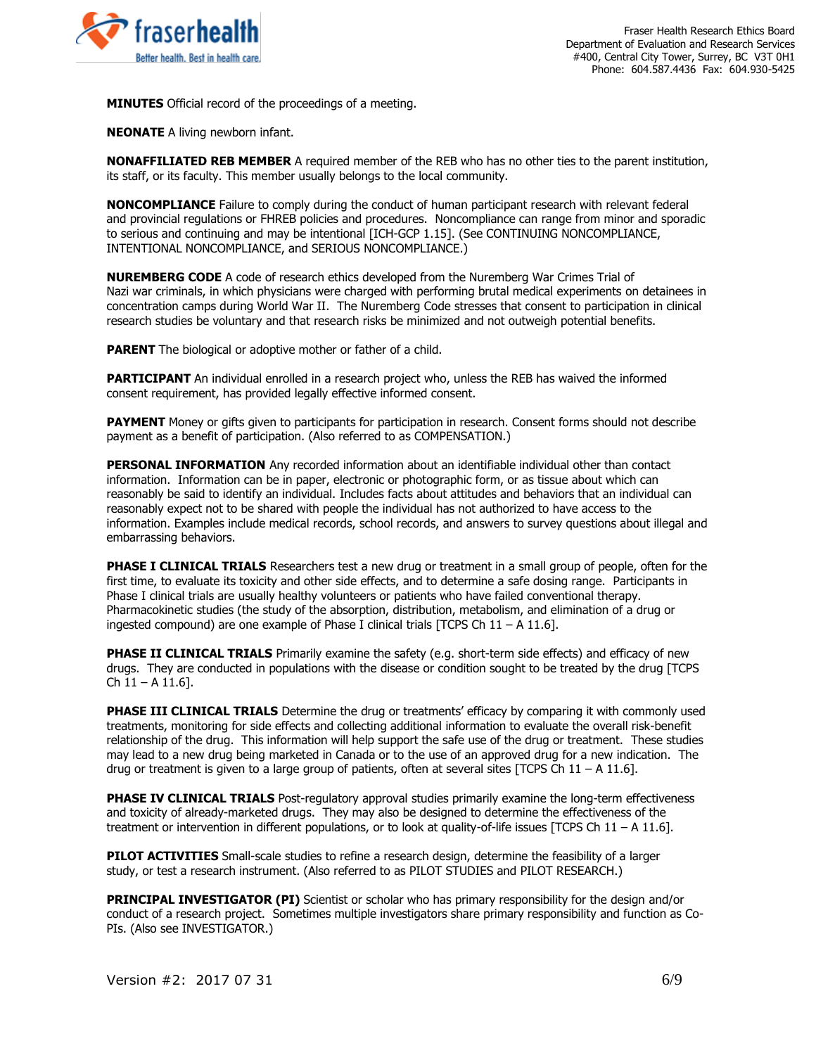**MINUTES** Official record of the proceedings of a meeting.

**NEONATE** A living newborn infant.

**NONAFFILIATED REB MEMBER** A required member of the REB who has no other ties to the parent institution, its staff, or its faculty. This member usually belongs to the local community.

**NONCOMPLIANCE** Failure to comply during the conduct of human participant research with relevant federal and provincial regulations or FHREB policies and procedures. Noncompliance can range from minor and sporadic to serious and continuing and may be intentional [ICH-GCP 1.15]. (See CONTINUING NONCOMPLIANCE, INTENTIONAL NONCOMPLIANCE, and SERIOUS NONCOMPLIANCE.)

**NUREMBERG CODE** A code of research ethics developed from the Nuremberg War Crimes Trial of Nazi war criminals, in which physicians were charged with performing brutal medical experiments on detainees in concentration camps during World War II. The Nuremberg Code stresses that consent to participation in clinical research studies be voluntary and that research risks be minimized and not outweigh potential benefits.

**PARENT** The biological or adoptive mother or father of a child.

**PARTICIPANT** An individual enrolled in a research project who, unless the REB has waived the informed consent requirement, has provided legally effective informed consent.

**PAYMENT** Money or gifts given to participants for participation in research. Consent forms should not describe payment as a benefit of participation. (Also referred to as COMPENSATION.)

**PERSONAL INFORMATION** Any recorded information about an identifiable individual other than contact information. Information can be in paper, electronic or photographic form, or as tissue about which can reasonably be said to identify an individual. Includes facts about attitudes and behaviors that an individual can reasonably expect not to be shared with people the individual has not authorized to have access to the information. Examples include medical records, school records, and answers to survey questions about illegal and embarrassing behaviors.

**PHASE I CLINICAL TRIALS** Researchers test a new drug or treatment in a small group of people, often for the first time, to evaluate its toxicity and other side effects, and to determine a safe dosing range. Participants in Phase I clinical trials are usually healthy volunteers or patients who have failed conventional therapy. Pharmacokinetic studies (the study of the absorption, distribution, metabolism, and elimination of a drug or ingested compound) are one example of Phase I clinical trials [TCPS Ch 11 – A 11.6].

**PHASE II CLINICAL TRIALS** Primarily examine the safety (e.g. short-term side effects) and efficacy of new drugs. They are conducted in populations with the disease or condition sought to be treated by the drug [TCPS Ch 11 – A 11.6].

**PHASE III CLINICAL TRIALS** Determine the drug or treatments' efficacy by comparing it with commonly used treatments, monitoring for side effects and collecting additional information to evaluate the overall risk-benefit relationship of the drug. This information will help support the safe use of the drug or treatment. These studies may lead to a new drug being marketed in Canada or to the use of an approved drug for a new indication. The drug or treatment is given to a large group of patients, often at several sites [TCPS Ch 11 – A 11.6].

**PHASE IV CLINICAL TRIALS** Post-regulatory approval studies primarily examine the long-term effectiveness and toxicity of already-marketed drugs. They may also be designed to determine the effectiveness of the treatment or intervention in different populations, or to look at quality-of-life issues [TCPS Ch 11 – A 11.6].

**PILOT ACTIVITIES** Small-scale studies to refine a research design, determine the feasibility of a larger study, or test a research instrument. (Also referred to as PILOT STUDIES and PILOT RESEARCH.)

**PRINCIPAL INVESTIGATOR (PI)** Scientist or scholar who has primary responsibility for the design and/or conduct of a research project. Sometimes multiple investigators share primary responsibility and function as Co-PIs. (Also see INVESTIGATOR.)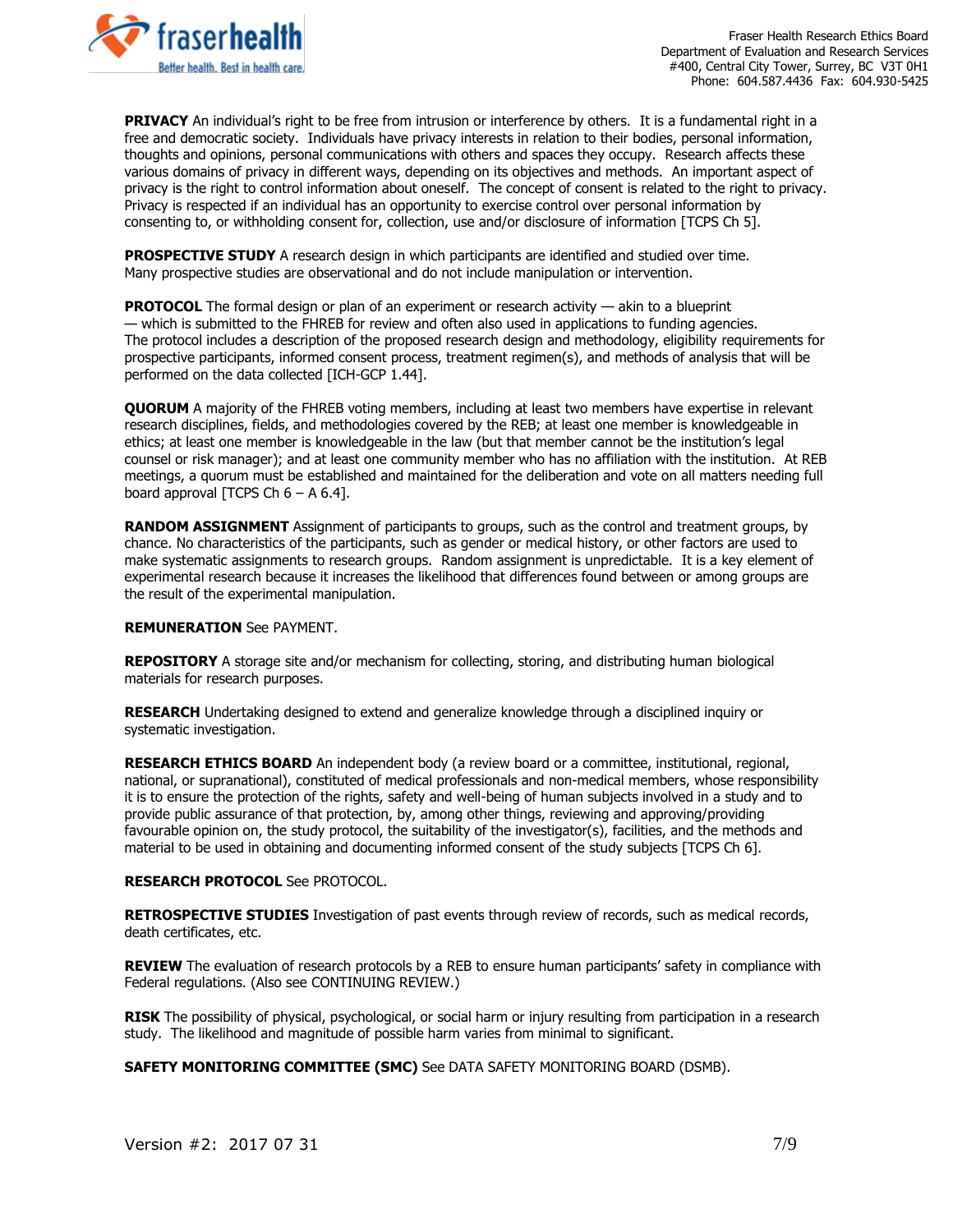**PRIVACY** An individual's right to be free from intrusion or interference by others. It is a fundamental right in a free and democratic society. Individuals have privacy interests in relation to their bodies, personal information, thoughts and opinions, personal communications with others and spaces they occupy. Research affects these various domains of privacy in different ways, depending on its objectives and methods. An important aspect of privacy is the right to control information about oneself. The concept of consent is related to the right to privacy. Privacy is respected if an individual has an opportunity to exercise control over personal information by consenting to, or withholding consent for, collection, use and/or disclosure of information [TCPS Ch 5].

**PROSPECTIVE STUDY** A research design in which participants are identified and studied over time. Many prospective studies are observational and do not include manipulation or intervention.

**PROTOCOL** The formal design or plan of an experiment or research activity — akin to a blueprint — which is submitted to the FHREB for review and often also used in applications to funding agencies. The protocol includes a description of the proposed research design and methodology, eligibility requirements for prospective participants, informed consent process, treatment regimen(s), and methods of analysis that will be performed on the data collected [ICH-GCP 1.44].

**QUORUM** A majority of the FHREB voting members, including at least two members have expertise in relevant research disciplines, fields, and methodologies covered by the REB; at least one member is knowledgeable in ethics; at least one member is knowledgeable in the law (but that member cannot be the institution's legal counsel or risk manager); and at least one community member who has no affiliation with the institution. At REB meetings, a quorum must be established and maintained for the deliberation and vote on all matters needing full board approval [TCPS Ch 6 – A 6.4].

**RANDOM ASSIGNMENT** Assignment of participants to groups, such as the control and treatment groups, by chance. No characteristics of the participants, such as gender or medical history, or other factors are used to make systematic assignments to research groups. Random assignment is unpredictable. It is a key element of experimental research because it increases the likelihood that differences found between or among groups are the result of the experimental manipulation.

**REMUNERATION** See PAYMENT.

**REPOSITORY** A storage site and/or mechanism for collecting, storing, and distributing human biological materials for research purposes.

**RESEARCH** Undertaking designed to extend and generalize knowledge through a disciplined inquiry or systematic investigation.

**RESEARCH ETHICS BOARD** An independent body (a review board or a committee, institutional, regional, national, or supranational), constituted of medical professionals and non-medical members, whose responsibility it is to ensure the protection of the rights, safety and well-being of human subjects involved in a study and to provide public assurance of that protection, by, among other things, reviewing and approving/providing favourable opinion on, the study protocol, the suitability of the investigator(s), facilities, and the methods and material to be used in obtaining and documenting informed consent of the study subjects [TCPS Ch 6].

**RESEARCH PROTOCOL** See PROTOCOL.

**RETROSPECTIVE STUDIES** Investigation of past events through review of records, such as medical records, death certificates, etc.

**REVIEW** The evaluation of research protocols by a REB to ensure human participants' safety in compliance with Federal regulations. (Also see CONTINUING REVIEW.)

**RISK** The possibility of physical, psychological, or social harm or injury resulting from participation in a research study. The likelihood and magnitude of possible harm varies from minimal to significant.

**SAFETY MONITORING COMMITTEE (SMC)** See DATA SAFETY MONITORING BOARD (DSMB).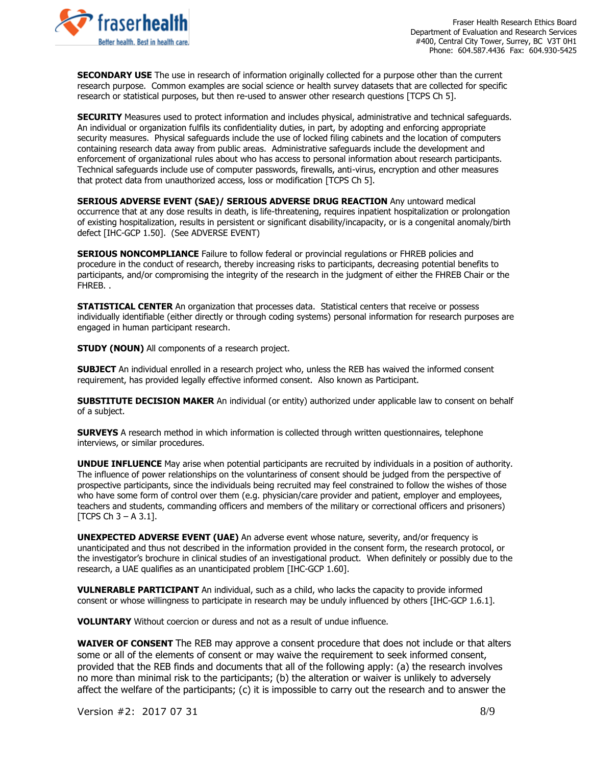**SECONDARY USE** The use in research of information originally collected for a purpose other than the current research purpose. Common examples are social science or health survey datasets that are collected for specific research or statistical purposes, but then re-used to answer other research questions [TCPS Ch 5].

**SECURITY** Measures used to protect information and includes physical, administrative and technical safeguards. An individual or organization fulfils its confidentiality duties, in part, by adopting and enforcing appropriate security measures. Physical safeguards include the use of locked filing cabinets and the location of computers containing research data away from public areas. Administrative safeguards include the development and enforcement of organizational rules about who has access to personal information about research participants. Technical safeguards include use of computer passwords, firewalls, anti-virus, encryption and other measures that protect data from unauthorized access, loss or modification [TCPS Ch 5].

**SERIOUS ADVERSE EVENT (SAE)/ SERIOUS ADVERSE DRUG REACTION** Any untoward medical occurrence that at any dose results in death, is life-threatening, requires inpatient hospitalization or prolongation of existing hospitalization, results in persistent or significant disability/incapacity, or is a congenital anomaly/birth defect [IHC-GCP 1.50]. (See ADVERSE EVENT)

**SERIOUS NONCOMPLIANCE** Failure to follow federal or provincial regulations or FHREB policies and procedure in the conduct of research, thereby increasing risks to participants, decreasing potential benefits to participants, and/or compromising the integrity of the research in the judgment of either the FHREB Chair or the FHREB. .

**STATISTICAL CENTER** An organization that processes data. Statistical centers that receive or possess individually identifiable (either directly or through coding systems) personal information for research purposes are engaged in human participant research.

**STUDY (NOUN)** All components of a research project.

**SUBJECT** An individual enrolled in a research project who, unless the REB has waived the informed consent requirement, has provided legally effective informed consent. Also known as Participant.

**SUBSTITUTE DECISION MAKER** An individual (or entity) authorized under applicable law to consent on behalf of a subject.

**SURVEYS** A research method in which information is collected through written questionnaires, telephone interviews, or similar procedures.

**UNDUE INFLUENCE** May arise when potential participants are recruited by individuals in a position of authority. The influence of power relationships on the voluntariness of consent should be judged from the perspective of prospective participants, since the individuals being recruited may feel constrained to follow the wishes of those who have some form of control over them (e.g. physician/care provider and patient, employer and employees, teachers and students, commanding officers and members of the military or correctional officers and prisoners) [TCPS Ch 3 – A 3.1].

**UNEXPECTED ADVERSE EVENT (UAE)** An adverse event whose nature, severity, and/or frequency is unanticipated and thus not described in the information provided in the consent form, the research protocol, or the investigator's brochure in clinical studies of an investigational product. When definitely or possibly due to the research, a UAE qualifies as an unanticipated problem [IHC-GCP 1.60].

**VULNERABLE PARTICIPANT** An individual, such as a child, who lacks the capacity to provide informed consent or whose willingness to participate in research may be unduly influenced by others [IHC-GCP 1.6.1].

**VOLUNTARY** Without coercion or duress and not as a result of undue influence.

**WAIVER OF CONSENT** The REB may approve a consent procedure that does not include or that alters some or all of the elements of consent or may waive the requirement to seek informed consent, provided that the REB finds and documents that all of the following apply: (a) the research involves no more than minimal risk to the participants; (b) the alteration or waiver is unlikely to adversely affect the welfare of the participants; (c) it is impossible to carry out the research and to answer the

Version #2: 2017 07 31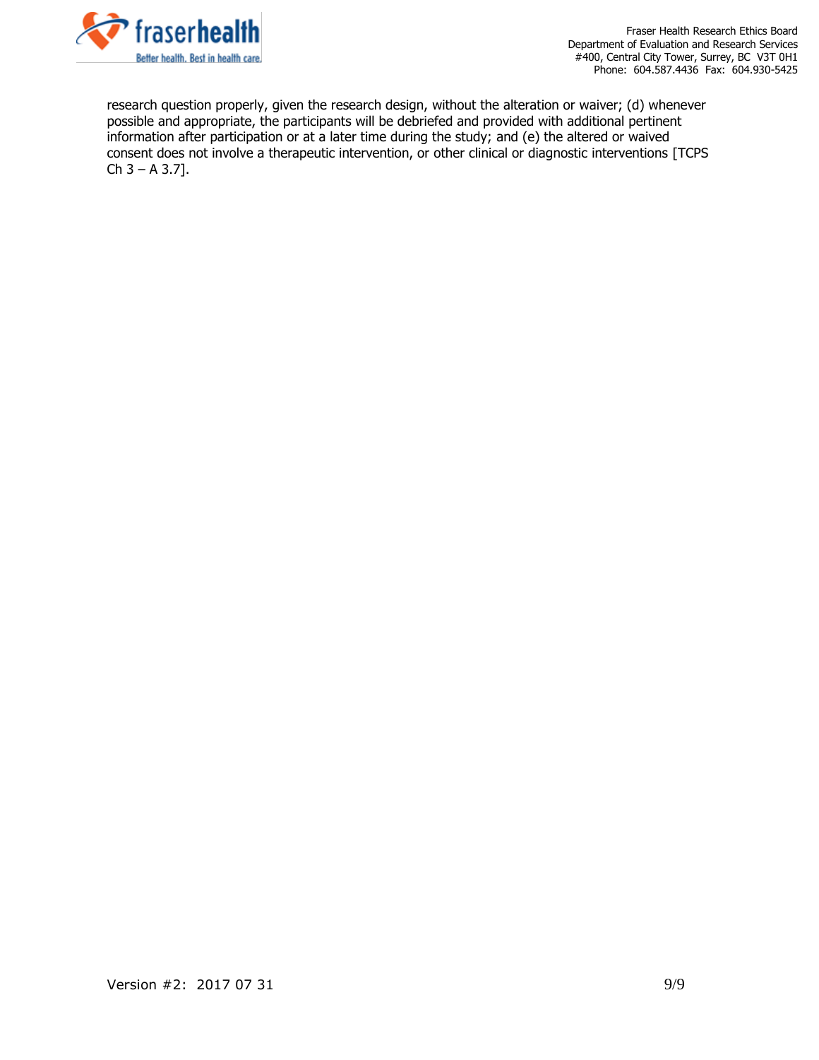research question properly, given the research design, without the alteration or waiver; (d) whenever possible and appropriate, the participants will be debriefed and provided with additional pertinent information after participation or at a later time during the study; and (e) the altered or waived consent does not involve a therapeutic intervention, or other clinical or diagnostic interventions [TCPS Ch 3 – A 3.7].